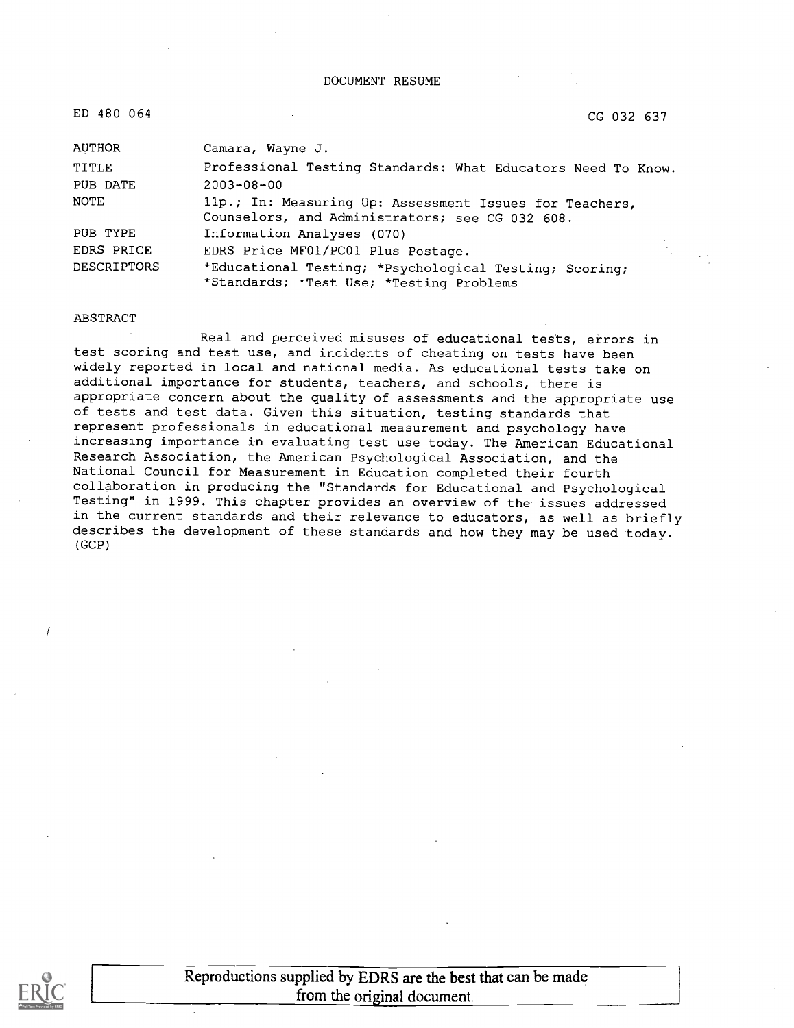DOCUMENT RESUME

ED 480 064 CG 032 637

| | |
|---|---|
| AUTHOR | Camara, Wayne J. |
| TITLE | Professional Testing Standards: What Educators Need To Know. |
| PUB DATE | 2003-08-00 |
| NOTE | 11p.; In: Measuring Up: Assessment Issues for Teachers, Counselors, and Administrators; see CG 032 608. |
| PUB TYPE | Information Analyses (070) |
| EDRS PRICE | EDRS Price MF01/PC01 Plus Postage. |
| DESCRIPTORS | *Educational Testing; *Psychological Testing; Scoring; *Standards; *Test Use; *Testing Problems |

ABSTRACT

Real and perceived misuses of educational tests, errors in test scoring and test use, and incidents of cheating on tests have been widely reported in local and national media. As educational tests take on additional importance for students, teachers, and schools, there is appropriate concern about the quality of assessments and the appropriate use of tests and test data. Given this situation, testing standards that represent professionals in educational measurement and psychology have increasing importance in evaluating test use today. The American Educational Research Association, the American Psychological Association, and the National Council for Measurement in Education completed their fourth collaboration in producing the "Standards for Educational and Psychological Testing" in 1999. This chapter provides an overview of the issues addressed in the current standards and their relevance to educators, as well as briefly describes the development of these standards and how they may be used today. (GCP)

Reproductions supplied by EDRS are the best that can be made from the original document.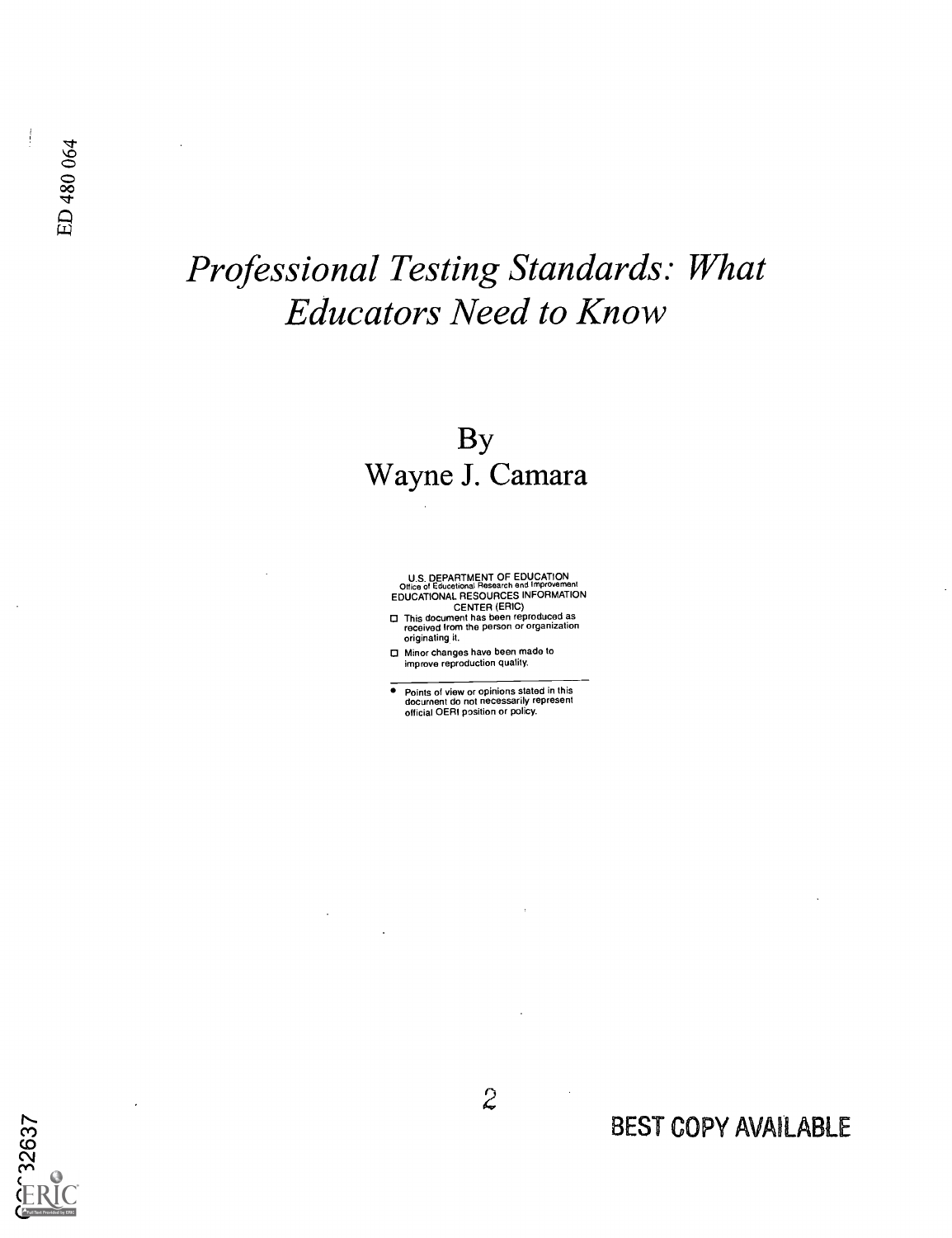# *Professional Testing Standards: What Educators Need to Know*

By
Wayne J. Camara

U.S. DEPARTMENT OF EDUCATION
Office of Educational Research and Improvement
EDUCATIONAL RESOURCES INFORMATION CENTER (ERIC)

- This document has been reproduced as received from the person or organization originating it.
- Minor changes have been made to improve reproduction quality.

- Points of view or opinions stated in this document do not necessarily represent official OERI position or policy.

BEST COPY AVAILABLE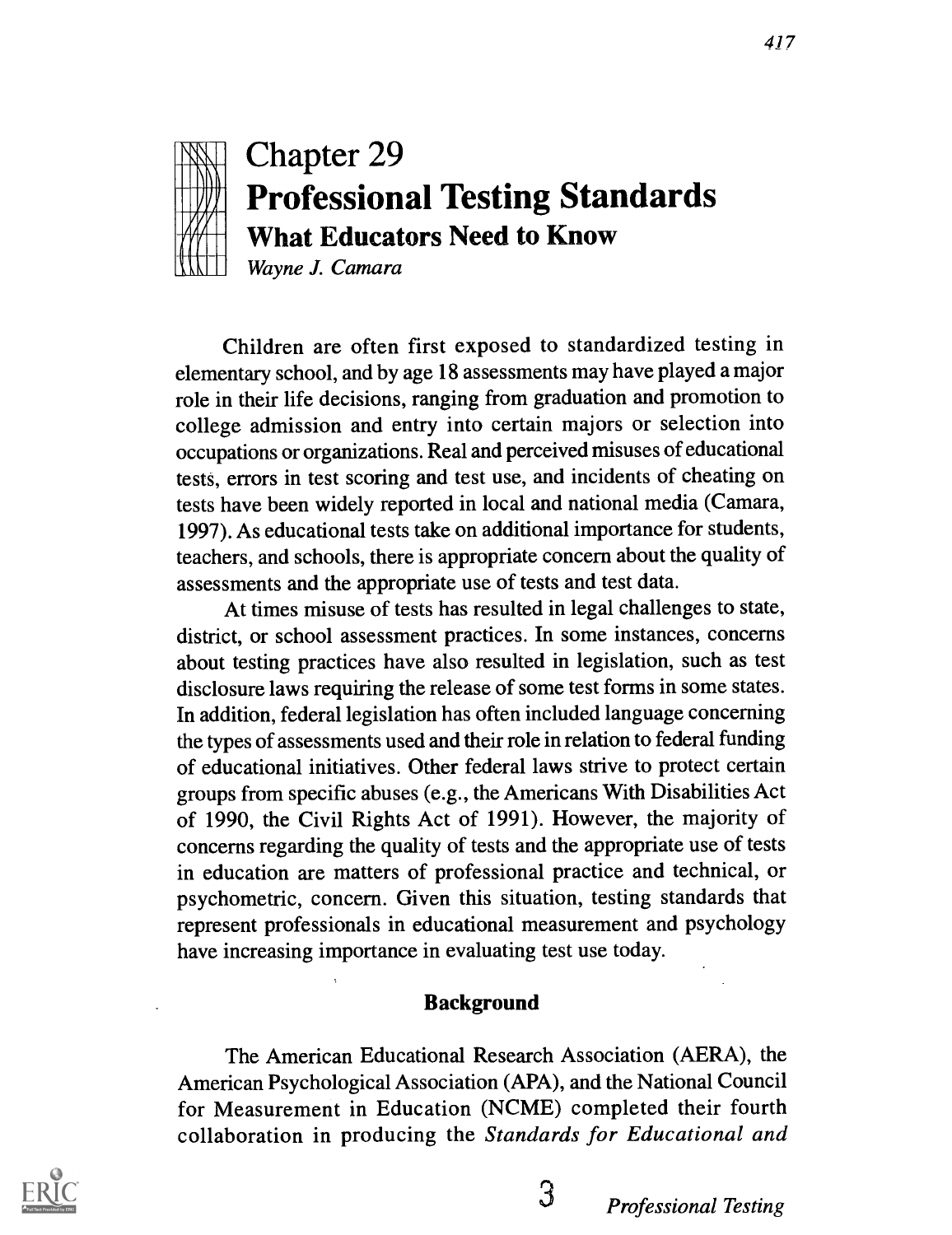# Chapter 29

# Professional Testing Standards

## What Educators Need to Know

*Wayne J. Camara*

Children are often first exposed to standardized testing in elementary school, and by age 18 assessments may have played a major role in their life decisions, ranging from graduation and promotion to college admission and entry into certain majors or selection into occupations or organizations. Real and perceived misuses of educational tests, errors in test scoring and test use, and incidents of cheating on tests have been widely reported in local and national media (Camara, 1997). As educational tests take on additional importance for students, teachers, and schools, there is appropriate concern about the quality of assessments and the appropriate use of tests and test data.

At times misuse of tests has resulted in legal challenges to state, district, or school assessment practices. In some instances, concerns about testing practices have also resulted in legislation, such as test disclosure laws requiring the release of some test forms in some states. In addition, federal legislation has often included language concerning the types of assessments used and their role in relation to federal funding of educational initiatives. Other federal laws strive to protect certain groups from specific abuses (e.g., the Americans With Disabilities Act of 1990, the Civil Rights Act of 1991). However, the majority of concerns regarding the quality of tests and the appropriate use of tests in education are matters of professional practice and technical, or psychometric, concern. Given this situation, testing standards that represent professionals in educational measurement and psychology have increasing importance in evaluating test use today.

### Background

The American Educational Research Association (AERA), the American Psychological Association (APA), and the National Council for Measurement in Education (NCME) completed their fourth collaboration in producing the *Standards for Educational and*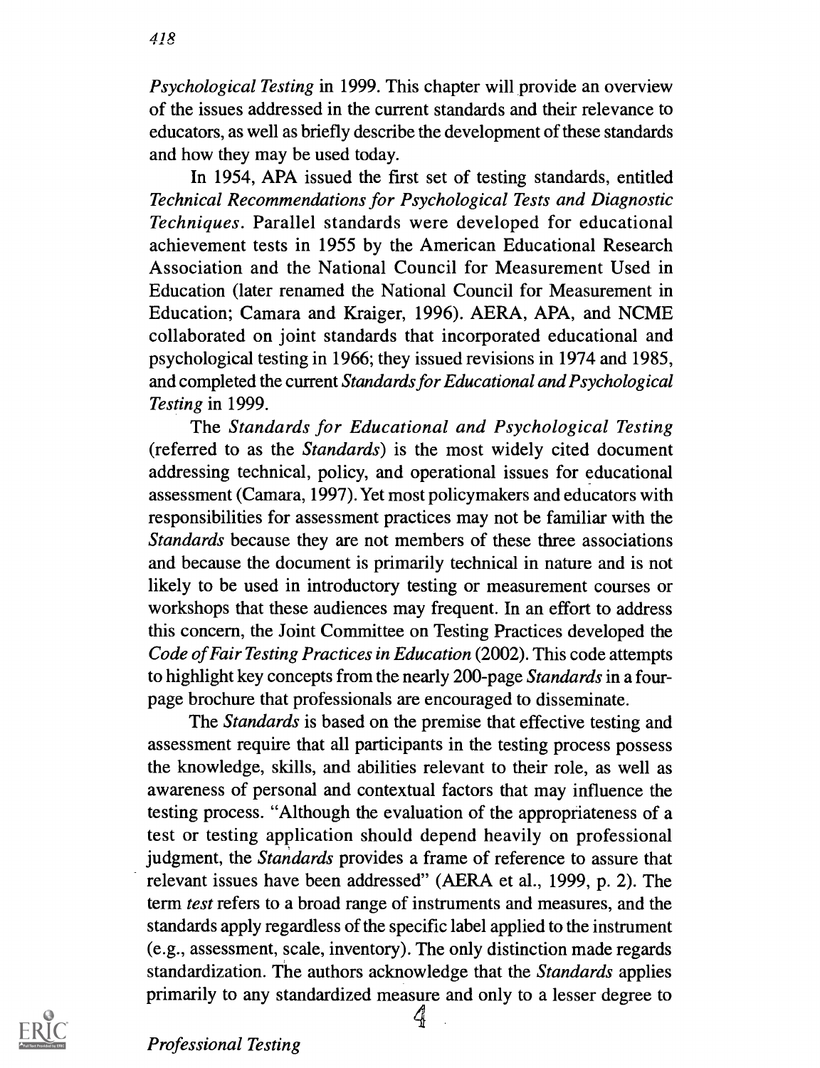*Psychological Testing* in 1999. This chapter will provide an overview of the issues addressed in the current standards and their relevance to educators, as well as briefly describe the development of these standards and how they may be used today.

In 1954, APA issued the first set of testing standards, entitled *Technical Recommendations for Psychological Tests and Diagnostic Techniques*. Parallel standards were developed for educational achievement tests in 1955 by the American Educational Research Association and the National Council for Measurement Used in Education (later renamed the National Council for Measurement in Education; Camara and Kraiger, 1996). AERA, APA, and NCME collaborated on joint standards that incorporated educational and psychological testing in 1966; they issued revisions in 1974 and 1985, and completed the current *Standards for Educational and Psychological Testing* in 1999.

The *Standards for Educational and Psychological Testing* (referred to as the *Standards*) is the most widely cited document addressing technical, policy, and operational issues for educational assessment (Camara, 1997). Yet most policymakers and educators with responsibilities for assessment practices may not be familiar with the *Standards* because they are not members of these three associations and because the document is primarily technical in nature and is not likely to be used in introductory testing or measurement courses or workshops that these audiences may frequent. In an effort to address this concern, the Joint Committee on Testing Practices developed the *Code of Fair Testing Practices in Education* (2002). This code attempts to highlight key concepts from the nearly 200-page *Standards* in a four-page brochure that professionals are encouraged to disseminate.

The *Standards* is based on the premise that effective testing and assessment require that all participants in the testing process possess the knowledge, skills, and abilities relevant to their role, as well as awareness of personal and contextual factors that may influence the testing process. "Although the evaluation of the appropriateness of a test or testing application should depend heavily on professional judgment, the *Standards* provides a frame of reference to assure that relevant issues have been addressed" (AERA et al., 1999, p. 2). The term *test* refers to a broad range of instruments and measures, and the standards apply regardless of the specific label applied to the instrument (e.g., assessment, scale, inventory). The only distinction made regards standardization. The authors acknowledge that the *Standards* applies primarily to any standardized measure and only to a lesser degree to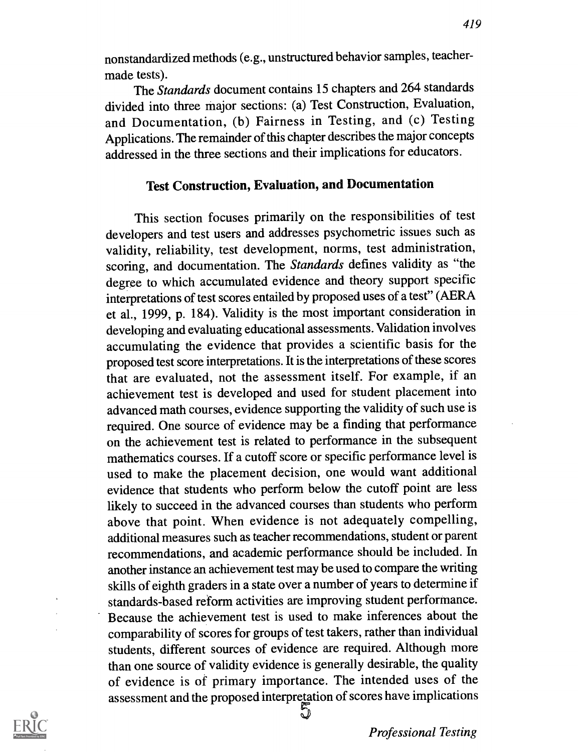nonstandardized methods (e.g., unstructured behavior samples, teacher-made tests).

The *Standards* document contains 15 chapters and 264 standards divided into three major sections: (a) Test Construction, Evaluation, and Documentation, (b) Fairness in Testing, and (c) Testing Applications. The remainder of this chapter describes the major concepts addressed in the three sections and their implications for educators.

## Test Construction, Evaluation, and Documentation

This section focuses primarily on the responsibilities of test developers and test users and addresses psychometric issues such as validity, reliability, test development, norms, test administration, scoring, and documentation. The *Standards* defines validity as "the degree to which accumulated evidence and theory support specific interpretations of test scores entailed by proposed uses of a test" (AERA et al., 1999, p. 184). Validity is the most important consideration in developing and evaluating educational assessments. Validation involves accumulating the evidence that provides a scientific basis for the proposed test score interpretations. It is the interpretations of these scores that are evaluated, not the assessment itself. For example, if an achievement test is developed and used for student placement into advanced math courses, evidence supporting the validity of such use is required. One source of evidence may be a finding that performance on the achievement test is related to performance in the subsequent mathematics courses. If a cutoff score or specific performance level is used to make the placement decision, one would want additional evidence that students who perform below the cutoff point are less likely to succeed in the advanced courses than students who perform above that point. When evidence is not adequately compelling, additional measures such as teacher recommendations, student or parent recommendations, and academic performance should be included. In another instance an achievement test may be used to compare the writing skills of eighth graders in a state over a number of years to determine if standards-based reform activities are improving student performance. Because the achievement test is used to make inferences about the comparability of scores for groups of test takers, rather than individual students, different sources of evidence are required. Although more than one source of validity evidence is generally desirable, the quality of evidence is of primary importance. The intended uses of the assessment and the proposed interpretation of scores have implications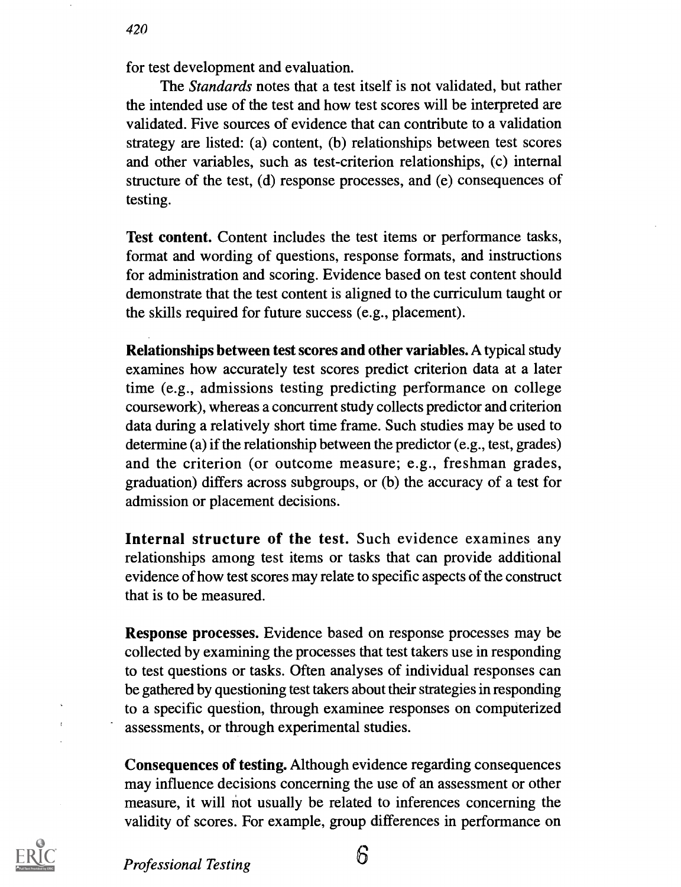for test development and evaluation.

The *Standards* notes that a test itself is not validated, but rather the intended use of the test and how test scores will be interpreted are validated. Five sources of evidence that can contribute to a validation strategy are listed: (a) content, (b) relationships between test scores and other variables, such as test-criterion relationships, (c) internal structure of the test, (d) response processes, and (e) consequences of testing.

**Test content.** Content includes the test items or performance tasks, format and wording of questions, response formats, and instructions for administration and scoring. Evidence based on test content should demonstrate that the test content is aligned to the curriculum taught or the skills required for future success (e.g., placement).

**Relationships between test scores and other variables.** A typical study examines how accurately test scores predict criterion data at a later time (e.g., admissions testing predicting performance on college coursework), whereas a concurrent study collects predictor and criterion data during a relatively short time frame. Such studies may be used to determine (a) if the relationship between the predictor (e.g., test, grades) and the criterion (or outcome measure; e.g., freshman grades, graduation) differs across subgroups, or (b) the accuracy of a test for admission or placement decisions.

**Internal structure of the test.** Such evidence examines any relationships among test items or tasks that can provide additional evidence of how test scores may relate to specific aspects of the construct that is to be measured.

**Response processes.** Evidence based on response processes may be collected by examining the processes that test takers use in responding to test questions or tasks. Often analyses of individual responses can be gathered by questioning test takers about their strategies in responding to a specific question, through examinee responses on computerized assessments, or through experimental studies.

**Consequences of testing.** Although evidence regarding consequences may influence decisions concerning the use of an assessment or other measure, it will not usually be related to inferences concerning the validity of scores. For example, group differences in performance on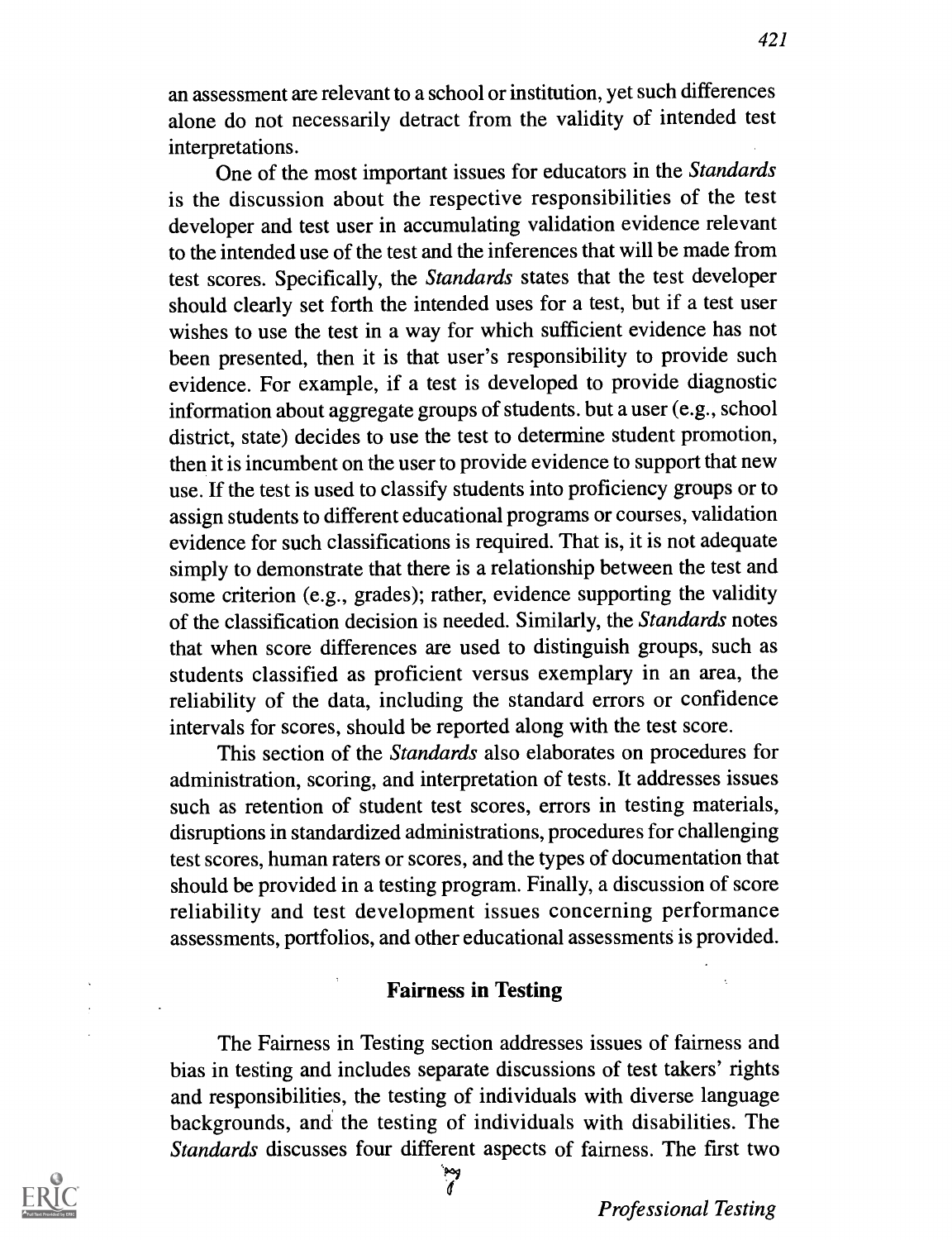an assessment are relevant to a school or institution, yet such differences alone do not necessarily detract from the validity of intended test interpretations.

One of the most important issues for educators in the *Standards* is the discussion about the respective responsibilities of the test developer and test user in accumulating validation evidence relevant to the intended use of the test and the inferences that will be made from test scores. Specifically, the *Standards* states that the test developer should clearly set forth the intended uses for a test, but if a test user wishes to use the test in a way for which sufficient evidence has not been presented, then it is that user's responsibility to provide such evidence. For example, if a test is developed to provide diagnostic information about aggregate groups of students. but a user (e.g., school district, state) decides to use the test to determine student promotion, then it is incumbent on the user to provide evidence to support that new use. If the test is used to classify students into proficiency groups or to assign students to different educational programs or courses, validation evidence for such classifications is required. That is, it is not adequate simply to demonstrate that there is a relationship between the test and some criterion (e.g., grades); rather, evidence supporting the validity of the classification decision is needed. Similarly, the *Standards* notes that when score differences are used to distinguish groups, such as students classified as proficient versus exemplary in an area, the reliability of the data, including the standard errors or confidence intervals for scores, should be reported along with the test score.

This section of the *Standards* also elaborates on procedures for administration, scoring, and interpretation of tests. It addresses issues such as retention of student test scores, errors in testing materials, disruptions in standardized administrations, procedures for challenging test scores, human raters or scores, and the types of documentation that should be provided in a testing program. Finally, a discussion of score reliability and test development issues concerning performance assessments, portfolios, and other educational assessments is provided.

## Fairness in Testing

The Fairness in Testing section addresses issues of fairness and bias in testing and includes separate discussions of test takers' rights and responsibilities, the testing of individuals with diverse language backgrounds, and the testing of individuals with disabilities. The *Standards* discusses four different aspects of fairness. The first two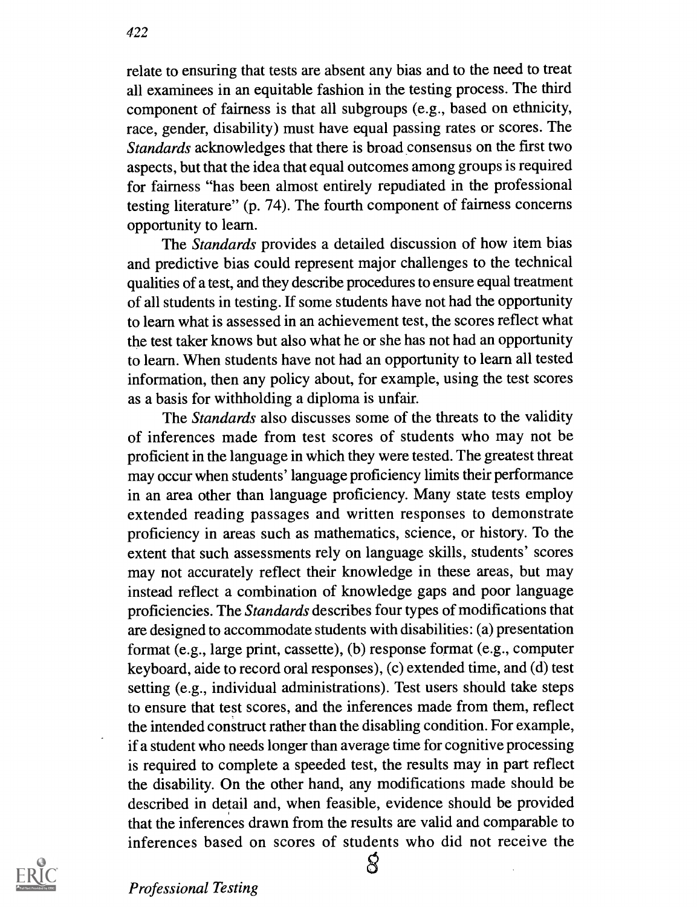relate to ensuring that tests are absent any bias and to the need to treat all examinees in an equitable fashion in the testing process. The third component of fairness is that all subgroups (e.g., based on ethnicity, race, gender, disability) must have equal passing rates or scores. The *Standards* acknowledges that there is broad consensus on the first two aspects, but that the idea that equal outcomes among groups is required for fairness "has been almost entirely repudiated in the professional testing literature" (p. 74). The fourth component of fairness concerns opportunity to learn.

The *Standards* provides a detailed discussion of how item bias and predictive bias could represent major challenges to the technical qualities of a test, and they describe procedures to ensure equal treatment of all students in testing. If some students have not had the opportunity to learn what is assessed in an achievement test, the scores reflect what the test taker knows but also what he or she has not had an opportunity to learn. When students have not had an opportunity to learn all tested information, then any policy about, for example, using the test scores as a basis for withholding a diploma is unfair.

The *Standards* also discusses some of the threats to the validity of inferences made from test scores of students who may not be proficient in the language in which they were tested. The greatest threat may occur when students' language proficiency limits their performance in an area other than language proficiency. Many state tests employ extended reading passages and written responses to demonstrate proficiency in areas such as mathematics, science, or history. To the extent that such assessments rely on language skills, students' scores may not accurately reflect their knowledge in these areas, but may instead reflect a combination of knowledge gaps and poor language proficiencies. The *Standards* describes four types of modifications that are designed to accommodate students with disabilities: (a) presentation format (e.g., large print, cassette), (b) response format (e.g., computer keyboard, aide to record oral responses), (c) extended time, and (d) test setting (e.g., individual administrations). Test users should take steps to ensure that test scores, and the inferences made from them, reflect the intended construct rather than the disabling condition. For example, if a student who needs longer than average time for cognitive processing is required to complete a speeded test, the results may in part reflect the disability. On the other hand, any modifications made should be described in detail and, when feasible, evidence should be provided that the inferences drawn from the results are valid and comparable to inferences based on scores of students who did not receive the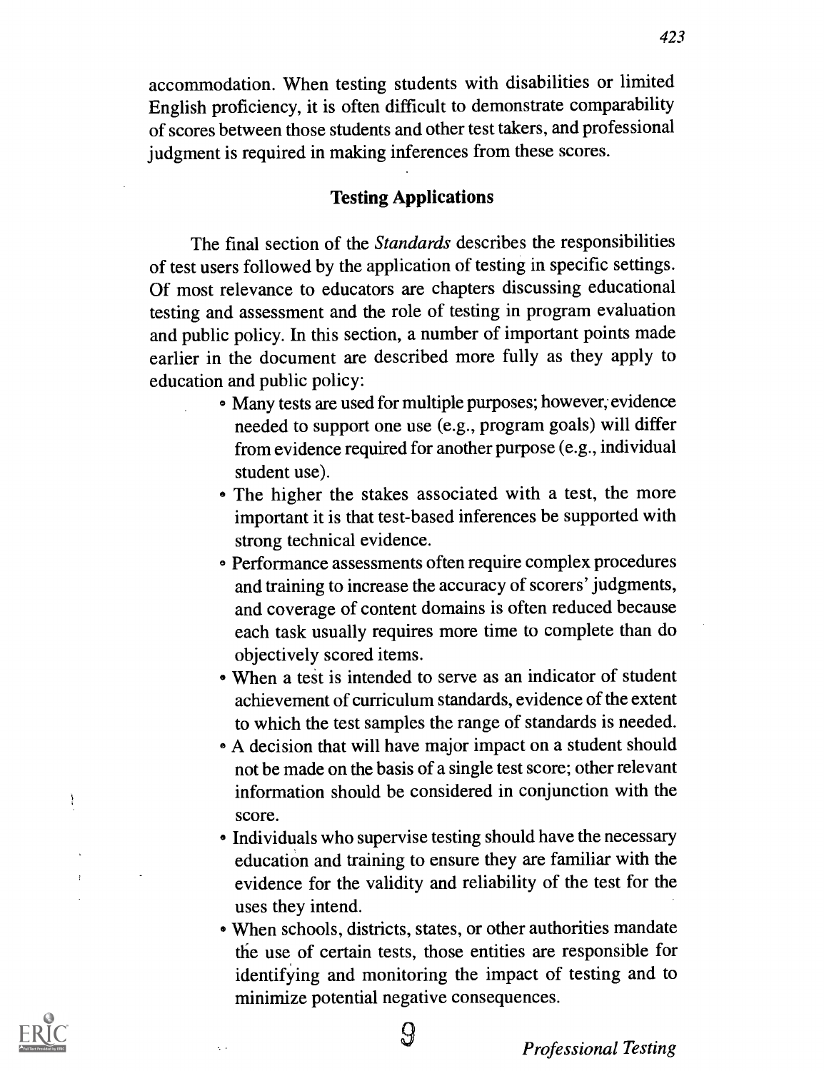accommodation. When testing students with disabilities or limited English proficiency, it is often difficult to demonstrate comparability of scores between those students and other test takers, and professional judgment is required in making inferences from these scores.

## Testing Applications

The final section of the *Standards* describes the responsibilities of test users followed by the application of testing in specific settings. Of most relevance to educators are chapters discussing educational testing and assessment and the role of testing in program evaluation and public policy. In this section, a number of important points made earlier in the document are described more fully as they apply to education and public policy:

- Many tests are used for multiple purposes; however, evidence needed to support one use (e.g., program goals) will differ from evidence required for another purpose (e.g., individual student use).
- The higher the stakes associated with a test, the more important it is that test-based inferences be supported with strong technical evidence.
- Performance assessments often require complex procedures and training to increase the accuracy of scorers' judgments, and coverage of content domains is often reduced because each task usually requires more time to complete than do objectively scored items.
- When a test is intended to serve as an indicator of student achievement of curriculum standards, evidence of the extent to which the test samples the range of standards is needed.
- A decision that will have major impact on a student should not be made on the basis of a single test score; other relevant information should be considered in conjunction with the score.
- Individuals who supervise testing should have the necessary education and training to ensure they are familiar with the evidence for the validity and reliability of the test for the uses they intend.
- When schools, districts, states, or other authorities mandate the use of certain tests, those entities are responsible for identifying and monitoring the impact of testing and to minimize potential negative consequences.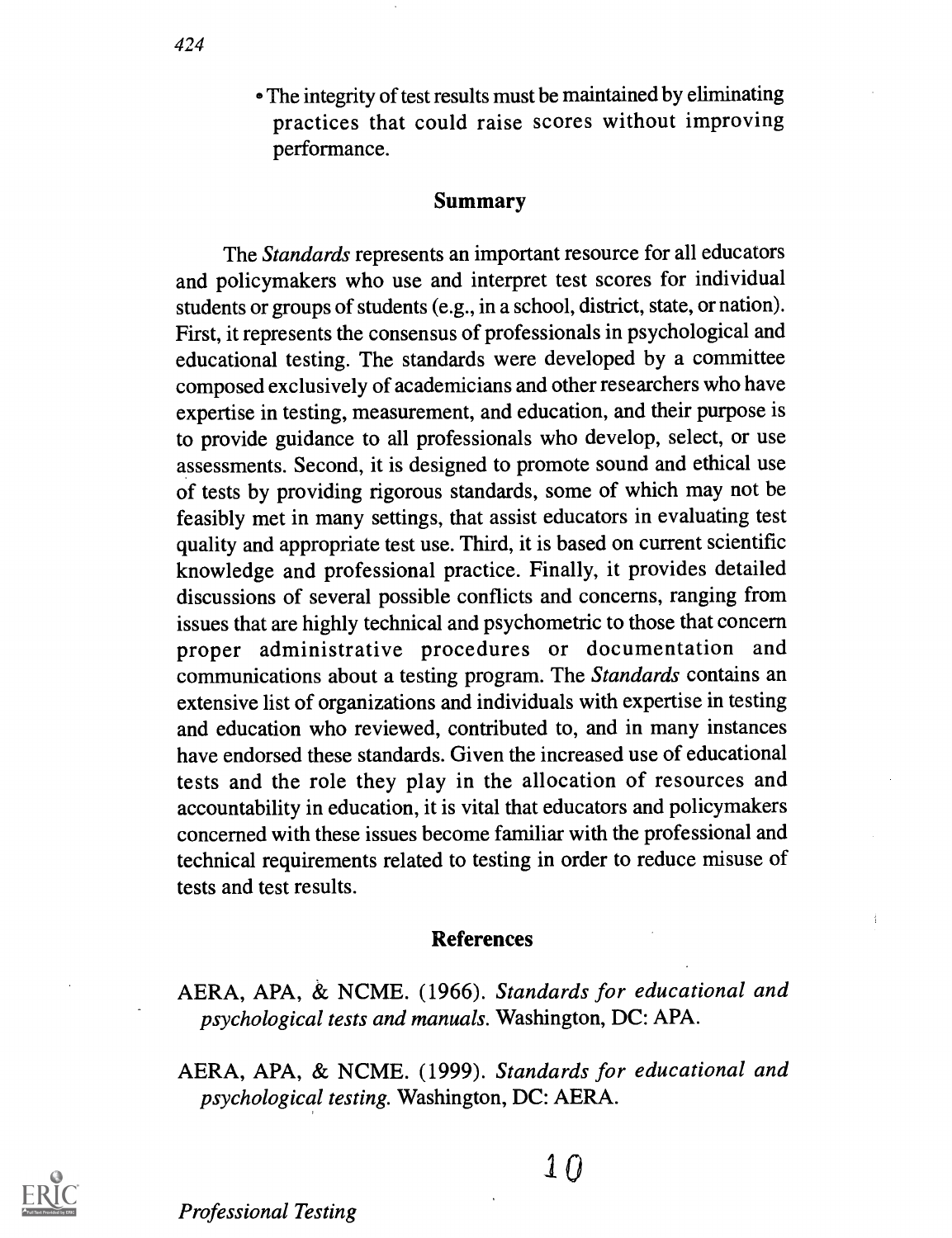- The integrity of test results must be maintained by eliminating practices that could raise scores without improving performance.

## Summary

The *Standards* represents an important resource for all educators and policymakers who use and interpret test scores for individual students or groups of students (e.g., in a school, district, state, or nation). First, it represents the consensus of professionals in psychological and educational testing. The standards were developed by a committee composed exclusively of academicians and other researchers who have expertise in testing, measurement, and education, and their purpose is to provide guidance to all professionals who develop, select, or use assessments. Second, it is designed to promote sound and ethical use of tests by providing rigorous standards, some of which may not be feasibly met in many settings, that assist educators in evaluating test quality and appropriate test use. Third, it is based on current scientific knowledge and professional practice. Finally, it provides detailed discussions of several possible conflicts and concerns, ranging from issues that are highly technical and psychometric to those that concern proper administrative procedures or documentation and communications about a testing program. The *Standards* contains an extensive list of organizations and individuals with expertise in testing and education who reviewed, contributed to, and in many instances have endorsed these standards. Given the increased use of educational tests and the role they play in the allocation of resources and accountability in education, it is vital that educators and policymakers concerned with these issues become familiar with the professional and technical requirements related to testing in order to reduce misuse of tests and test results.

## References

AERA, APA, & NCME. (1966). *Standards for educational and psychological tests and manuals.* Washington, DC: APA.

AERA, APA, & NCME. (1999). *Standards for educational and psychological testing.* Washington, DC: AERA.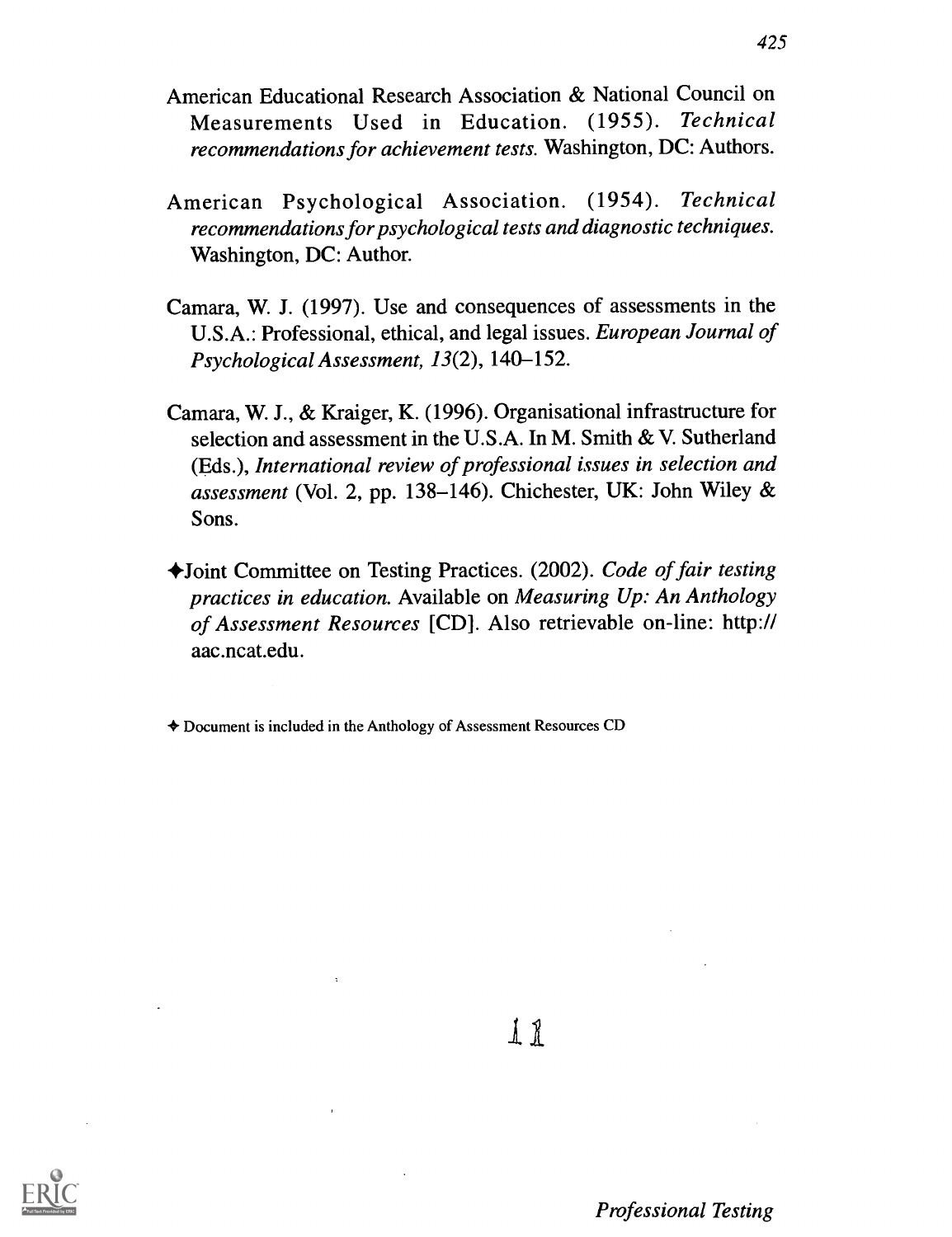American Educational Research Association & National Council on Measurements Used in Education. (1955). *Technical recommendations for achievement tests.* Washington, DC: Authors.

American Psychological Association. (1954). *Technical recommendations for psychological tests and diagnostic techniques.* Washington, DC: Author.

Camara, W. J. (1997). Use and consequences of assessments in the U.S.A.: Professional, ethical, and legal issues. *European Journal of Psychological Assessment, 13*(2), 140–152.

Camara, W. J., & Kraiger, K. (1996). Organisational infrastructure for selection and assessment in the U.S.A. In M. Smith & V. Sutherland (Eds.), *International review of professional issues in selection and assessment* (Vol. 2, pp. 138–146). Chichester, UK: John Wiley & Sons.

✦Joint Committee on Testing Practices. (2002). *Code of fair testing practices in education.* Available on *Measuring Up: An Anthology of Assessment Resources* [CD]. Also retrievable on-line: http://aac.ncat.edu.

✦ Document is included in the Anthology of Assessment Resources CD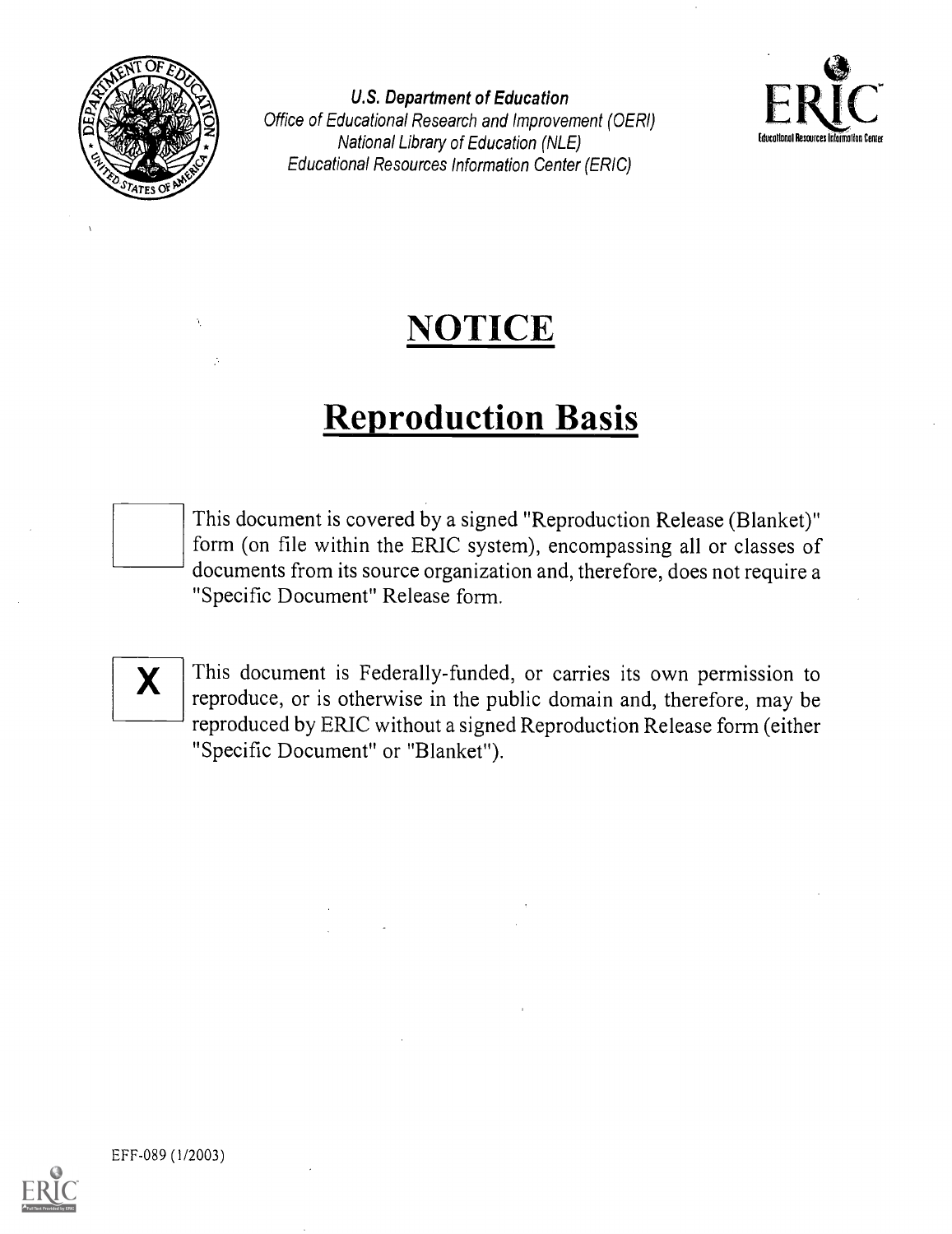**U.S. Department of Education**
*Office of Educational Research and Improvement (OERI)*
*National Library of Education (NLE)*
*Educational Resources Information Center (ERIC)*

# NOTICE

# Reproduction Basis

☐ This document is covered by a signed "Reproduction Release (Blanket)" form (on file within the ERIC system), encompassing all or classes of documents from its source organization and, therefore, does not require a "Specific Document" Release form.

☒ This document is Federally-funded, or carries its own permission to reproduce, or is otherwise in the public domain and, therefore, may be reproduced by ERIC without a signed Reproduction Release form (either "Specific Document" or "Blanket").

EFF-089 (1/2003)